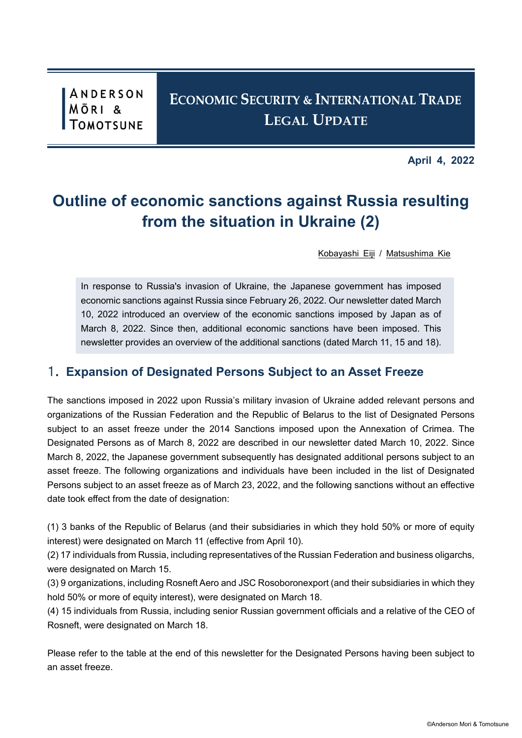ANDERSON MŌRI & TOMOTSUNE

**ECONOMIC SECURITY & INTERNATIONAL TRADE LEGAL UPDATE**

**April 4, 2022**

# Outline of economic sanctions against Russia resulting from the situation in Ukraine (2)

Kobayashi Eiji / Matsushima Kie

In response to Russia's invasion of Ukraine, the Japanese government has imposed economic sanctions against Russia since February 26, 2022. Our newsletter dated March 10, 2022 introduced an overview of the economic sanctions imposed by Japan as of March 8, 2022. Since then, additional economic sanctions have been imposed. This newsletter provides an overview of the additional sanctions (dated March 11, 15 and 18).

## 1. Expansion of Designated Persons Subject to an Asset Freeze

The sanctions imposed in 2022 upon Russia's military invasion of Ukraine added relevant persons and organizations of the Russian Federation and the Republic of Belarus to the list of Designated Persons subject to an asset freeze under the 2014 Sanctions imposed upon the Annexation of Crimea. The Designated Persons as of March 8, 2022 are described in our newsletter dated March 10, 2022. Since March 8, 2022, the Japanese government subsequently has designated additional persons subject to an asset freeze. The following organizations and individuals have been included in the list of Designated Persons subject to an asset freeze as of March 23, 2022, and the following sanctions without an effective date took effect from the date of designation:

(1) 3 banks of the Republic of Belarus (and their subsidiaries in which they hold 50% or more of equity interest) were designated on March 11 (effective from April 10).
(2) 17 individuals from Russia, including representatives of the Russian Federation and business oligarchs, were designated on March 15.
(3) 9 organizations, including Rosneft Aero and JSC Rosoboronexport (and their subsidiaries in which they hold 50% or more of equity interest), were designated on March 18.
(4) 15 individuals from Russia, including senior Russian government officials and a relative of the CEO of Rosneft, were designated on March 18.

Please refer to the table at the end of this newsletter for the Designated Persons having been subject to an asset freeze.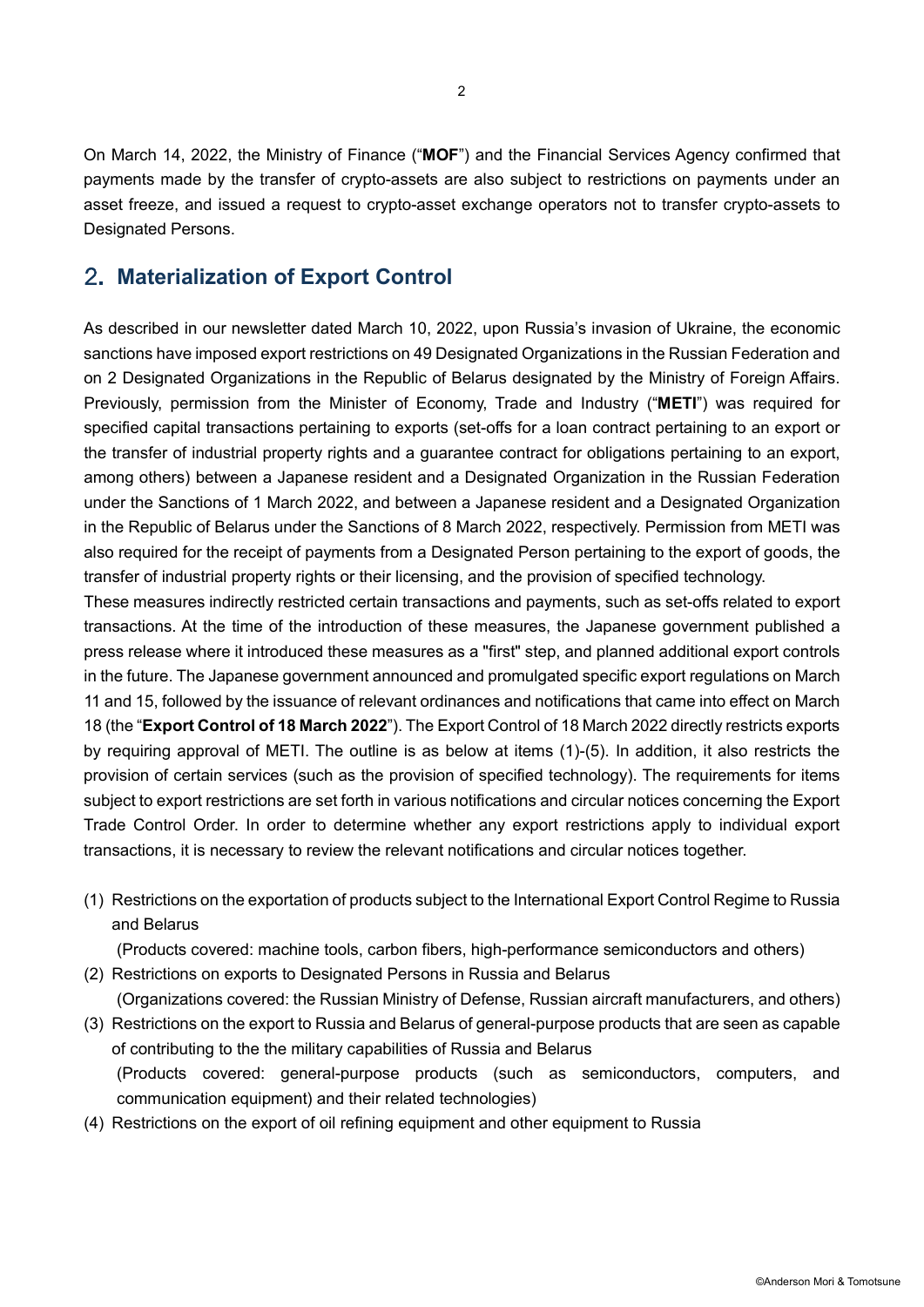On March 14, 2022, the Ministry of Finance ("**MOF**") and the Financial Services Agency confirmed that payments made by the transfer of crypto-assets are also subject to restrictions on payments under an asset freeze, and issued a request to crypto-asset exchange operators not to transfer crypto-assets to Designated Persons.

## 2. Materialization of Export Control

As described in our newsletter dated March 10, 2022, upon Russia's invasion of Ukraine, the economic sanctions have imposed export restrictions on 49 Designated Organizations in the Russian Federation and on 2 Designated Organizations in the Republic of Belarus designated by the Ministry of Foreign Affairs. Previously, permission from the Minister of Economy, Trade and Industry ("**METI**") was required for specified capital transactions pertaining to exports (set-offs for a loan contract pertaining to an export or the transfer of industrial property rights and a guarantee contract for obligations pertaining to an export, among others) between a Japanese resident and a Designated Organization in the Russian Federation under the Sanctions of 1 March 2022, and between a Japanese resident and a Designated Organization in the Republic of Belarus under the Sanctions of 8 March 2022, respectively. Permission from METI was also required for the receipt of payments from a Designated Person pertaining to the export of goods, the transfer of industrial property rights or their licensing, and the provision of specified technology.

These measures indirectly restricted certain transactions and payments, such as set-offs related to export transactions. At the time of the introduction of these measures, the Japanese government published a press release where it introduced these measures as a "first" step, and planned additional export controls in the future. The Japanese government announced and promulgated specific export regulations on March 11 and 15, followed by the issuance of relevant ordinances and notifications that came into effect on March 18 (the "**Export Control of 18 March 2022**"). The Export Control of 18 March 2022 directly restricts exports by requiring approval of METI. The outline is as below at items (1)-(5). In addition, it also restricts the provision of certain services (such as the provision of specified technology). The requirements for items subject to export restrictions are set forth in various notifications and circular notices concerning the Export Trade Control Order. In order to determine whether any export restrictions apply to individual export transactions, it is necessary to review the relevant notifications and circular notices together.

(1) Restrictions on the exportation of products subject to the International Export Control Regime to Russia and Belarus
 (Products covered: machine tools, carbon fibers, high-performance semiconductors and others)

(2) Restrictions on exports to Designated Persons in Russia and Belarus
 (Organizations covered: the Russian Ministry of Defense, Russian aircraft manufacturers, and others)

(3) Restrictions on the export to Russia and Belarus of general-purpose products that are seen as capable of contributing to the the military capabilities of Russia and Belarus
 (Products covered: general-purpose products (such as semiconductors, computers, and communication equipment) and their related technologies)

(4) Restrictions on the export of oil refining equipment and other equipment to Russia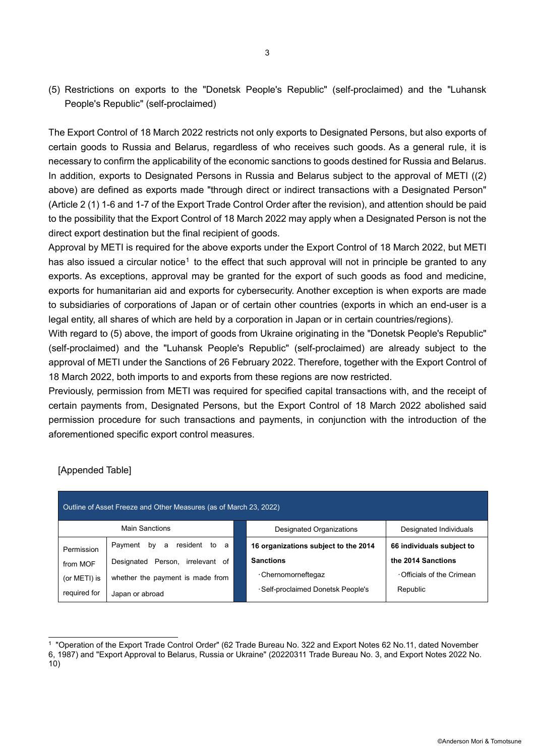(5) Restrictions on exports to the "Donetsk People's Republic" (self-proclaimed) and the "Luhansk People's Republic" (self-proclaimed)

The Export Control of 18 March 2022 restricts not only exports to Designated Persons, but also exports of certain goods to Russia and Belarus, regardless of who receives such goods. As a general rule, it is necessary to confirm the applicability of the economic sanctions to goods destined for Russia and Belarus. In addition, exports to Designated Persons in Russia and Belarus subject to the approval of METI ((2) above) are defined as exports made "through direct or indirect transactions with a Designated Person" (Article 2 (1) 1-6 and 1-7 of the Export Trade Control Order after the revision), and attention should be paid to the possibility that the Export Control of 18 March 2022 may apply when a Designated Person is not the direct export destination but the final recipient of goods.

Approval by METI is required for the above exports under the Export Control of 18 March 2022, but METI has also issued a circular notice[1] to the effect that such approval will not in principle be granted to any exports. As exceptions, approval may be granted for the export of such goods as food and medicine, exports for humanitarian aid and exports for cybersecurity. Another exception is when exports are made to subsidiaries of corporations of Japan or of certain other countries (exports in which an end-user is a legal entity, all shares of which are held by a corporation in Japan or in certain countries/regions).

With regard to (5) above, the import of goods from Ukraine originating in the "Donetsk People's Republic" (self-proclaimed) and the "Luhansk People's Republic" (self-proclaimed) are already subject to the approval of METI under the Sanctions of 26 February 2022. Therefore, together with the Export Control of 18 March 2022, both imports to and exports from these regions are now restricted.

Previously, permission from METI was required for specified capital transactions with, and the receipt of certain payments from, Designated Persons, but the Export Control of 18 March 2022 abolished said permission procedure for such transactions and payments, in conjunction with the introduction of the aforementioned specific export control measures.

[Appended Table]

| Outline of Asset Freeze and Other Measures (as of March 23, 2022) | | | | |
|---|---|---|---|---|
| Main Sanctions | | | Designated Organizations | Designated Individuals |
| Permission from MOF (or METI) is required for | Payment by a resident to a Designated Person, irrelevant of whether the payment is made from Japan or abroad | | **16 organizations subject to the 2014 Sanctions**<br>･Chernomorneftegaz<br>･Self-proclaimed Donetsk People's | **66 individuals subject to the 2014 Sanctions**<br>･Officials of the Crimean Republic |

[1] "Operation of the Export Trade Control Order" (62 Trade Bureau No. 322 and Export Notes 62 No.11, dated November 6, 1987) and "Export Approval to Belarus, Russia or Ukraine" (20220311 Trade Bureau No. 3, and Export Notes 2022 No. 10)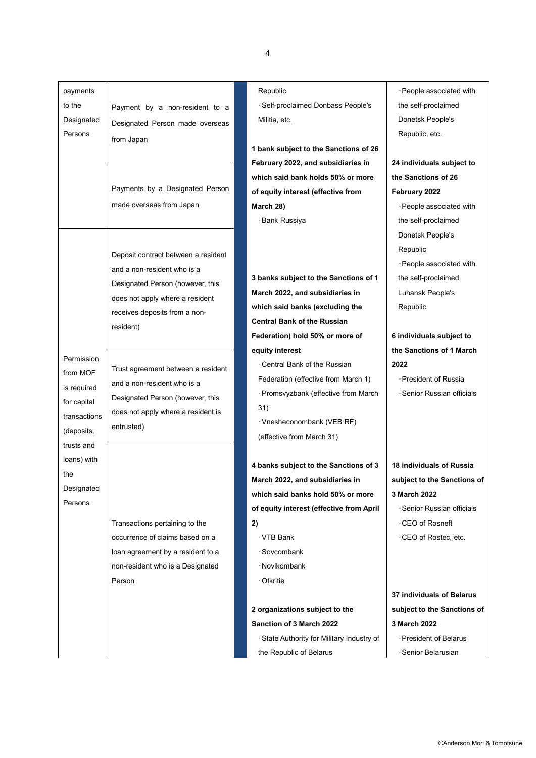| | | | | |
|---|---|---|---|---|
| payments to the Designated Persons | Payment by a non-resident to a Designated Person made overseas from Japan | | Republic<br>・Self-proclaimed Donbass People's Militia, etc.<br><br>**1 bank subject to the Sanctions of 26 February 2022, and subsidiaries in which said bank holds 50% or more of equity interest (effective from March 28)**<br>・Bank Russiya | ・People associated with the self-proclaimed Donetsk People's Republic, etc.<br><br>**24 individuals subject to the Sanctions of 26 February 2022**<br>・People associated with the self-proclaimed Donetsk People's Republic<br>・People associated with the self-proclaimed Luhansk People's Republic |
| | Payments by a Designated Person made overseas from Japan | | | |
| Permission from MOF is required for capital transactions (deposits, trusts and loans) with the Designated Persons | Deposit contract between a resident and a non-resident who is a Designated Person (however, this does not apply where a resident receives deposits from a non-resident) | | **3 banks subject to the Sanctions of 1 March 2022, and subsidiaries in which said banks (excluding the Central Bank of the Russian Federation) hold 50% or more of equity interest**<br>・Central Bank of the Russian Federation (effective from March 1)<br>・Promsvyzbank (effective from March 31)<br>・Vnesheconombank (VEB RF) (effective from March 31) | **6 individuals subject to the Sanctions of 1 March 2022**<br>・President of Russia<br>・Senior Russian officials |
| | Trust agreement between a resident and a non-resident who is a Designated Person (however, this does not apply where a resident is entrusted) | | | |
| | Transactions pertaining to the occurrence of claims based on a loan agreement by a resident to a non-resident who is a Designated Person | | **4 banks subject to the Sanctions of 3 March 2022, and subsidiaries in which said banks hold 50% or more of equity interest (effective from April 2)**<br>・VTB Bank<br>・Sovcombank<br>・Novikombank<br>・Otkritie<br><br>**2 organizations subject to the Sanction of 3 March 2022**<br>・State Authority for Military Industry of the Republic of Belarus | **18 individuals of Russia subject to the Sanctions of 3 March 2022**<br>・Senior Russian officials<br>・CEO of Rosneft<br>・CEO of Rostec, etc.<br><br>**37 individuals of Belarus subject to the Sanctions of 3 March 2022**<br>・President of Belarus<br>・Senior Belarusian |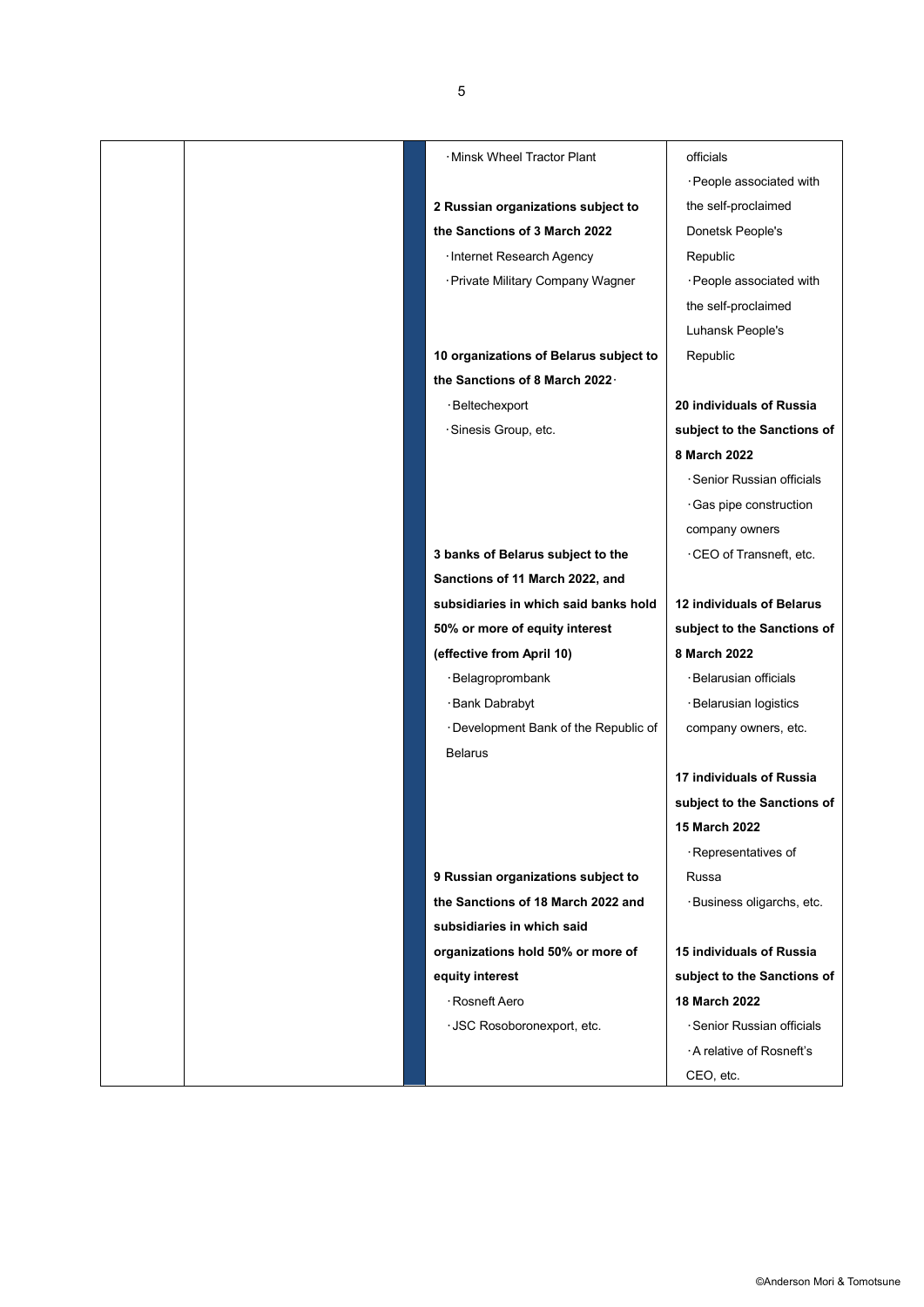| | | | | |
|---|---|---|---|---|
| | | | ·Minsk Wheel Tractor Plant<br><br>**2 Russian organizations subject to the Sanctions of 3 March 2022**<br>·Internet Research Agency<br>·Private Military Company Wagner<br><br>**10 organizations of Belarus subject to the Sanctions of 8 March 2022·**<br>·Beltechexport<br>·Sinesis Group, etc.<br><br>**3 banks of Belarus subject to the Sanctions of 11 March 2022, and subsidiaries in which said banks hold 50% or more of equity interest (effective from April 10)**<br>·Belagroprombank<br>·Bank Dabrabyt<br>·Development Bank of the Republic of Belarus<br><br>**9 Russian organizations subject to the Sanctions of 18 March 2022 and subsidiaries in which said organizations hold 50% or more of equity interest**<br>·Rosneft Aero<br>·JSC Rosoboronexport, etc. | officials<br>·People associated with the self-proclaimed Donetsk People's Republic<br>·People associated with the self-proclaimed Luhansk People's Republic<br><br>**20 individuals of Russia subject to the Sanctions of 8 March 2022**<br>·Senior Russian officials<br>·Gas pipe construction company owners<br>·CEO of Transneft, etc.<br><br>**12 individuals of Belarus subject to the Sanctions of 8 March 2022**<br>·Belarusian officials<br>·Belarusian logistics company owners, etc.<br><br>**17 individuals of Russia subject to the Sanctions of 15 March 2022**<br>·Representatives of Russa<br>·Business oligarchs, etc.<br><br>**15 individuals of Russia subject to the Sanctions of 18 March 2022**<br>·Senior Russian officials<br>·A relative of Rosneft's CEO, etc. |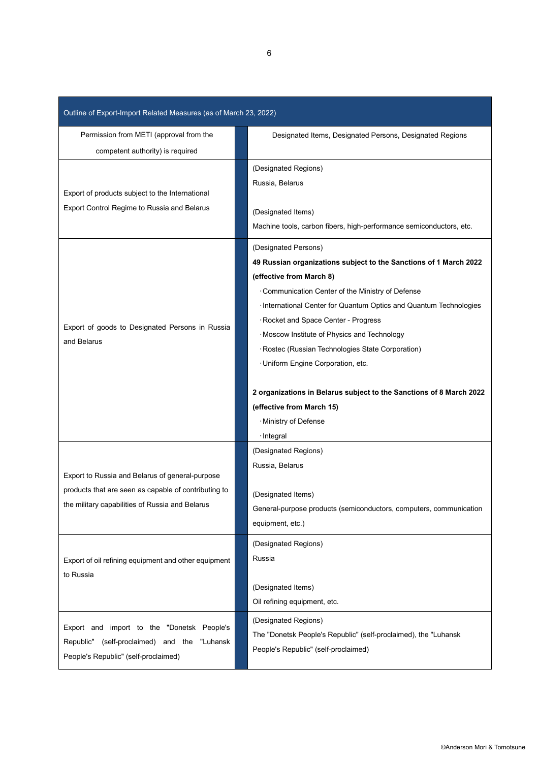| Outline of Export-Import Related Measures (as of March 23, 2022) | |
|---|---|
| Permission from METI (approval from the competent authority) is required | Designated Items, Designated Persons, Designated Regions |
| Export of products subject to the International Export Control Regime to Russia and Belarus | (Designated Regions)<br>Russia, Belarus<br><br>(Designated Items)<br>Machine tools, carbon fibers, high-performance semiconductors, etc. |
| Export of goods to Designated Persons in Russia and Belarus | (Designated Persons)<br>**49 Russian organizations subject to the Sanctions of 1 March 2022 (effective from March 8)**<br>･Communication Center of the Ministry of Defense<br>･International Center for Quantum Optics and Quantum Technologies<br>･Rocket and Space Center - Progress<br>･Moscow Institute of Physics and Technology<br>･Rostec (Russian Technologies State Corporation)<br>･Uniform Engine Corporation, etc.<br><br>**2 organizations in Belarus subject to the Sanctions of 8 March 2022 (effective from March 15)**<br>･Ministry of Defense<br>･Integral |
| Export to Russia and Belarus of general-purpose products that are seen as capable of contributing to the military capabilities of Russia and Belarus | (Designated Regions)<br>Russia, Belarus<br><br>(Designated Items)<br>General-purpose products (semiconductors, computers, communication equipment, etc.) |
| Export of oil refining equipment and other equipment to Russia | (Designated Regions)<br>Russia<br><br>(Designated Items)<br>Oil refining equipment, etc. |
| Export and import to the "Donetsk People's Republic" (self-proclaimed) and the "Luhansk People's Republic" (self-proclaimed) | (Designated Regions)<br>The "Donetsk People's Republic" (self-proclaimed), the "Luhansk People's Republic" (self-proclaimed) |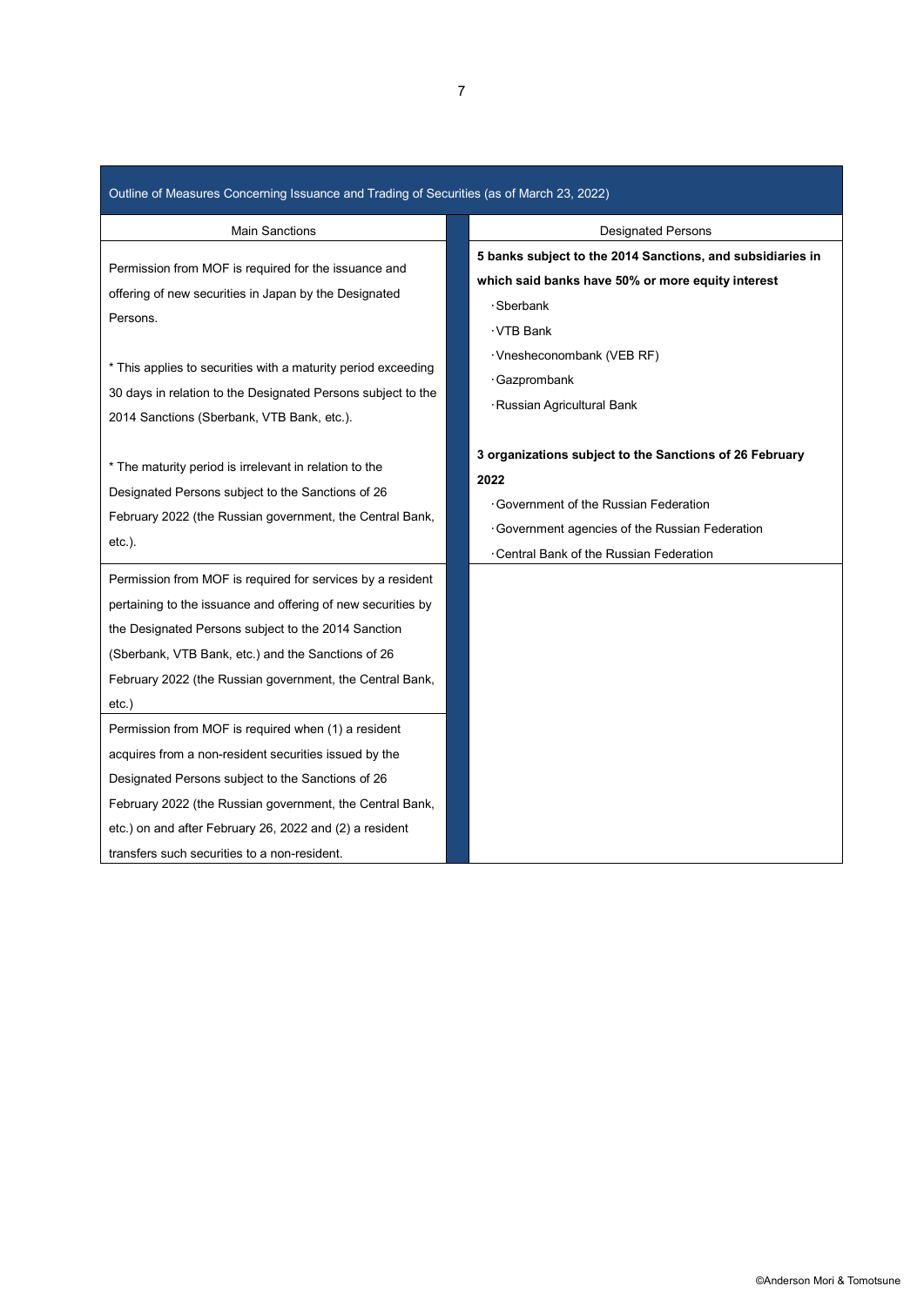Outline of Measures Concerning Issuance and Trading of Securities (as of March 23, 2022)

| Main Sanctions | Designated Persons |
|---|---|
| Permission from MOF is required for the issuance and offering of new securities in Japan by the Designated Persons.<br><br>* This applies to securities with a maturity period exceeding 30 days in relation to the Designated Persons subject to the 2014 Sanctions (Sberbank, VTB Bank, etc.).<br><br>* The maturity period is irrelevant in relation to the Designated Persons subject to the Sanctions of 26 February 2022 (the Russian government, the Central Bank, etc.). | **5 banks subject to the 2014 Sanctions, and subsidiaries in which said banks have 50% or more equity interest**<br>･Sberbank<br>･VTB Bank<br>･Vnesheconombank (VEB RF)<br>･Gazprombank<br>･Russian Agricultural Bank<br><br>**3 organizations subject to the Sanctions of 26 February 2022**<br>･Government of the Russian Federation<br>･Government agencies of the Russian Federation<br>･Central Bank of the Russian Federation |
| Permission from MOF is required for services by a resident pertaining to the issuance and offering of new securities by the Designated Persons subject to the 2014 Sanction (Sberbank, VTB Bank, etc.) and the Sanctions of 26 February 2022 (the Russian government, the Central Bank, etc.) | |
| Permission from MOF is required when (1) a resident acquires from a non-resident securities issued by the Designated Persons subject to the Sanctions of 26 February 2022 (the Russian government, the Central Bank, etc.) on and after February 26, 2022 and (2) a resident transfers such securities to a non-resident. | |

©Anderson Mori & Tomotsune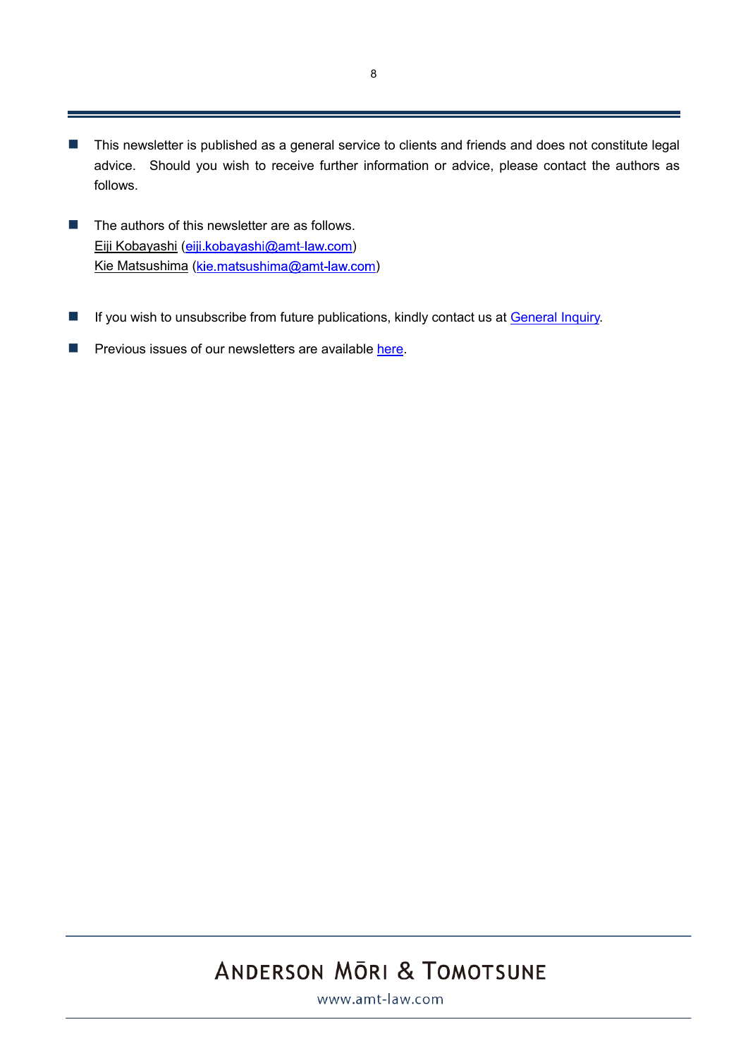- This newsletter is published as a general service to clients and friends and does not constitute legal advice. Should you wish to receive further information or advice, please contact the authors as follows.

- The authors of this newsletter are as follows.
  Eiji Kobayashi (eiji.kobayashi@amt-law.com)
  Kie Matsushima (kie.matsushima@amt-law.com)

- If you wish to unsubscribe from future publications, kindly contact us at General Inquiry.

- Previous issues of our newsletters are available here.

ANDERSON MŌRI & TOMOTSUNE

www.amt-law.com